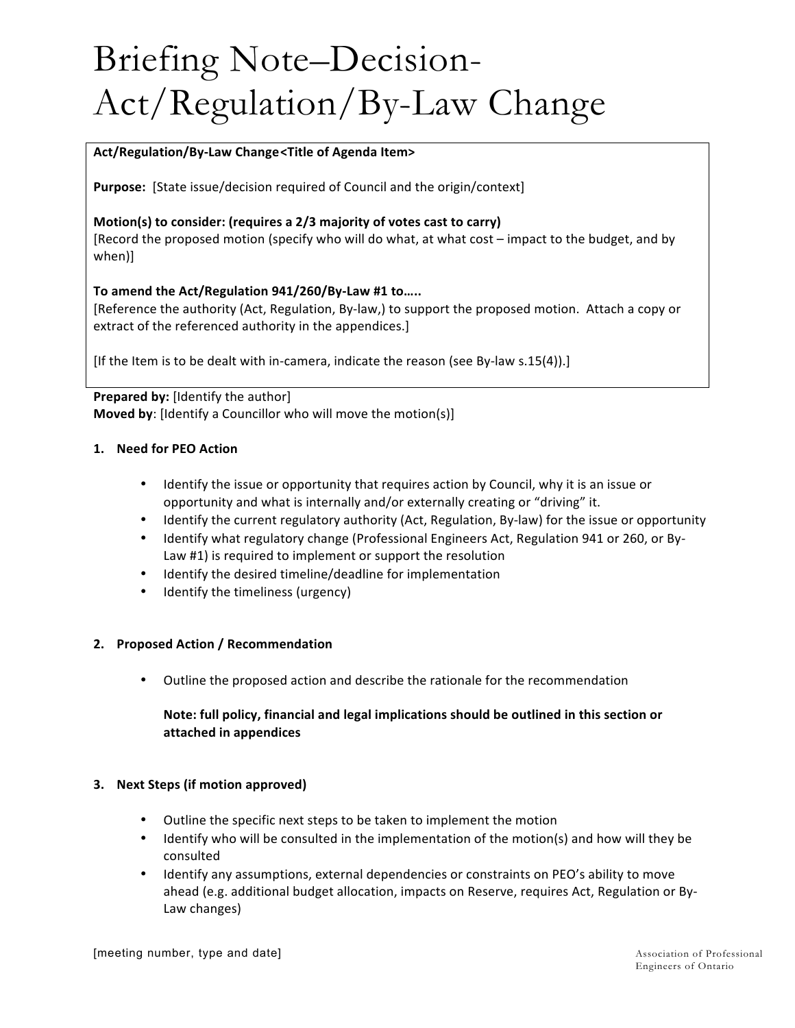# Briefing Note–Decision-Act/Regulation/By-Law Change

**Act/Regulation/By-Law Change<Title of Agenda Item>**

**Purpose:** [State issue/decision required of Council and the origin/context]

**Motion(s) to consider: (requires a 2/3 majority of votes cast to carry)**
[Record the proposed motion (specify who will do what, at what cost – impact to the budget, and by when)]

**To amend the Act/Regulation 941/260/By-Law #1 to…..**
[Reference the authority (Act, Regulation, By-law,) to support the proposed motion. Attach a copy or extract of the referenced authority in the appendices.]

[If the Item is to be dealt with in-camera, indicate the reason (see By-law s.15(4)).]

**Prepared by:** [Identify the author]
**Moved by**: [Identify a Councillor who will move the motion(s)]

**1. Need for PEO Action**

- Identify the issue or opportunity that requires action by Council, why it is an issue or opportunity and what is internally and/or externally creating or "driving" it.
- Identify the current regulatory authority (Act, Regulation, By-law) for the issue or opportunity
- Identify what regulatory change (Professional Engineers Act, Regulation 941 or 260, or By-Law #1) is required to implement or support the resolution
- Identify the desired timeline/deadline for implementation
- Identify the timeliness (urgency)

**2. Proposed Action / Recommendation**

- Outline the proposed action and describe the rationale for the recommendation

  **Note: full policy, financial and legal implications should be outlined in this section or attached in appendices**

**3. Next Steps (if motion approved)**

- Outline the specific next steps to be taken to implement the motion
- Identify who will be consulted in the implementation of the motion(s) and how will they be consulted
- Identify any assumptions, external dependencies or constraints on PEO's ability to move ahead (e.g. additional budget allocation, impacts on Reserve, requires Act, Regulation or By-Law changes)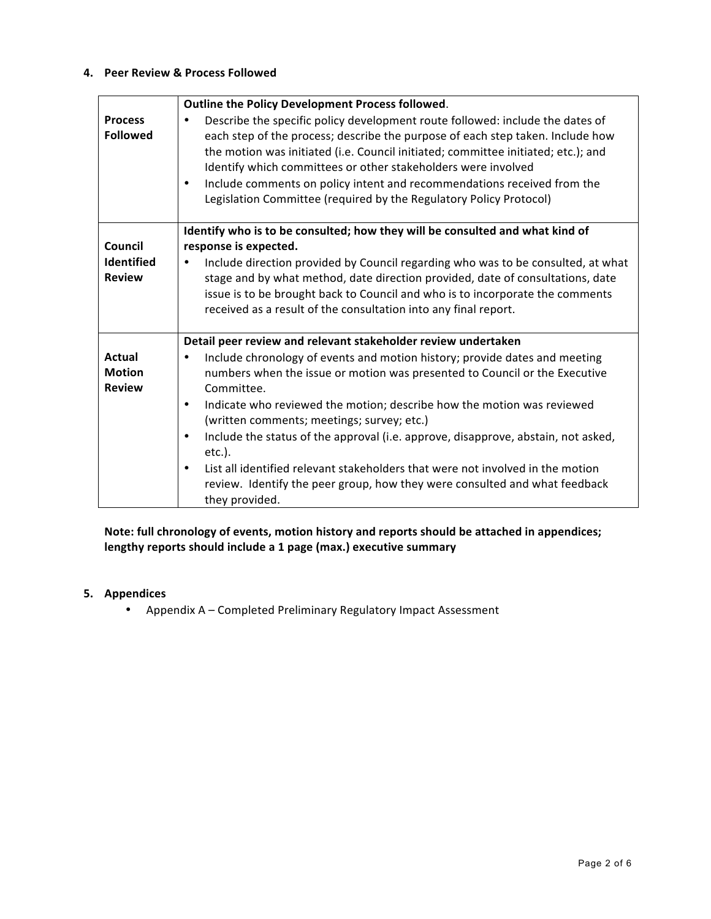## 4. Peer Review & Process Followed

| | |
|---|---|
| **Process Followed** | **Outline the Policy Development Process followed**.<br>• Describe the specific policy development route followed: include the dates of each step of the process; describe the purpose of each step taken. Include how the motion was initiated (i.e. Council initiated; committee initiated; etc.); and Identify which committees or other stakeholders were involved<br>• Include comments on policy intent and recommendations received from the Legislation Committee (required by the Regulatory Policy Protocol) |
| **Council Identified Review** | **Identify who is to be consulted; how they will be consulted and what kind of response is expected.**<br>• Include direction provided by Council regarding who was to be consulted, at what stage and by what method, date direction provided, date of consultations, date issue is to be brought back to Council and who is to incorporate the comments received as a result of the consultation into any final report. |
| **Actual Motion Review** | **Detail peer review and relevant stakeholder review undertaken**<br>• Include chronology of events and motion history; provide dates and meeting numbers when the issue or motion was presented to Council or the Executive Committee.<br>• Indicate who reviewed the motion; describe how the motion was reviewed (written comments; meetings; survey; etc.)<br>• Include the status of the approval (i.e. approve, disapprove, abstain, not asked, etc.).<br>• List all identified relevant stakeholders that were not involved in the motion review. Identify the peer group, how they were consulted and what feedback they provided. |

**Note: full chronology of events, motion history and reports should be attached in appendices; lengthy reports should include a 1 page (max.) executive summary**

## 5. Appendices

- Appendix A – Completed Preliminary Regulatory Impact Assessment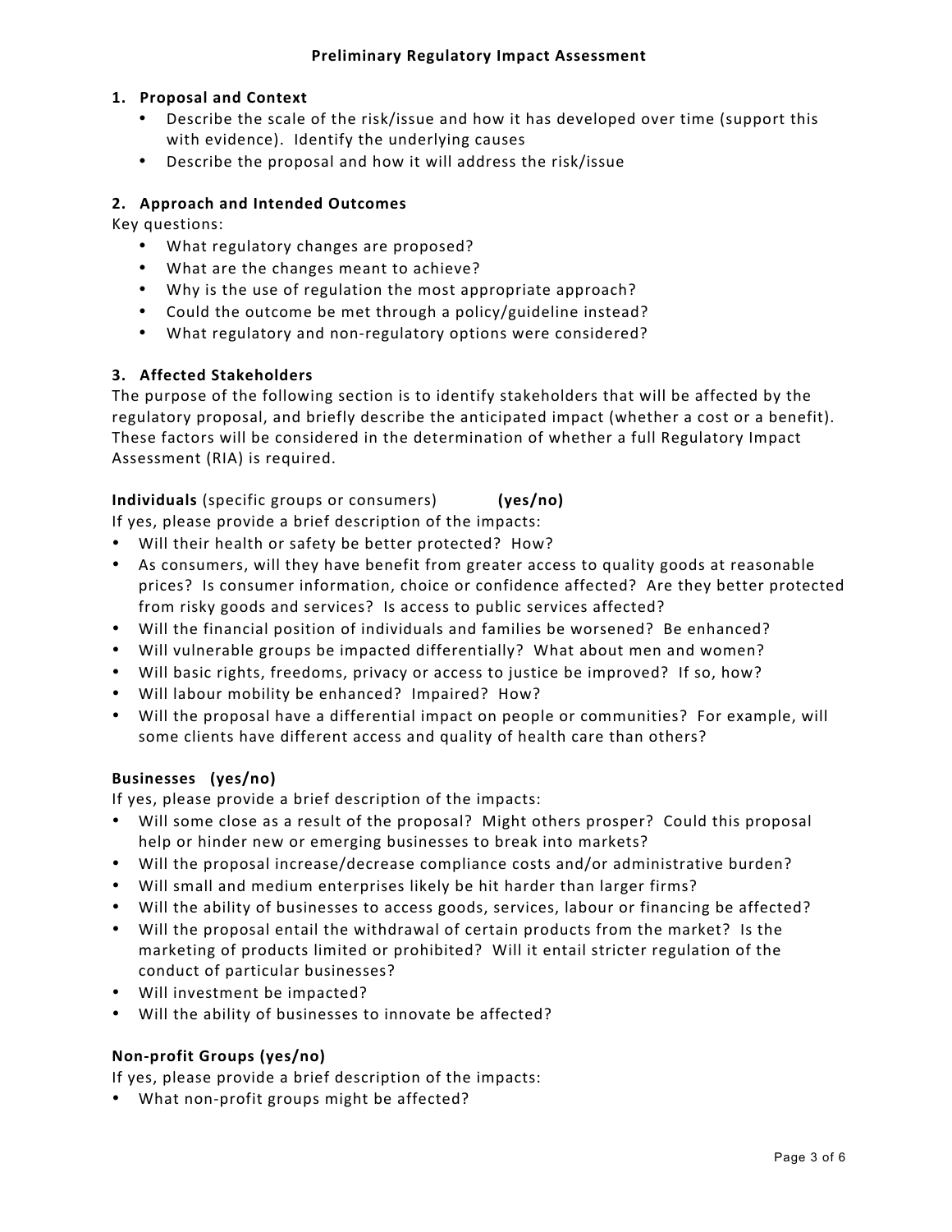# Preliminary Regulatory Impact Assessment

## 1. Proposal and Context

- Describe the scale of the risk/issue and how it has developed over time (support this with evidence). Identify the underlying causes
- Describe the proposal and how it will address the risk/issue

## 2. Approach and Intended Outcomes

Key questions:

- What regulatory changes are proposed?
- What are the changes meant to achieve?
- Why is the use of regulation the most appropriate approach?
- Could the outcome be met through a policy/guideline instead?
- What regulatory and non-regulatory options were considered?

## 3. Affected Stakeholders

The purpose of the following section is to identify stakeholders that will be affected by the regulatory proposal, and briefly describe the anticipated impact (whether a cost or a benefit). These factors will be considered in the determination of whether a full Regulatory Impact Assessment (RIA) is required.

**Individuals** (specific groups or consumers) **(yes/no)**

If yes, please provide a brief description of the impacts:

- Will their health or safety be better protected? How?
- As consumers, will they have benefit from greater access to quality goods at reasonable prices? Is consumer information, choice or confidence affected? Are they better protected from risky goods and services? Is access to public services affected?
- Will the financial position of individuals and families be worsened? Be enhanced?
- Will vulnerable groups be impacted differentially? What about men and women?
- Will basic rights, freedoms, privacy or access to justice be improved? If so, how?
- Will labour mobility be enhanced? Impaired? How?
- Will the proposal have a differential impact on people or communities? For example, will some clients have different access and quality of health care than others?

**Businesses (yes/no)**

If yes, please provide a brief description of the impacts:

- Will some close as a result of the proposal? Might others prosper? Could this proposal help or hinder new or emerging businesses to break into markets?
- Will the proposal increase/decrease compliance costs and/or administrative burden?
- Will small and medium enterprises likely be hit harder than larger firms?
- Will the ability of businesses to access goods, services, labour or financing be affected?
- Will the proposal entail the withdrawal of certain products from the market? Is the marketing of products limited or prohibited? Will it entail stricter regulation of the conduct of particular businesses?
- Will investment be impacted?
- Will the ability of businesses to innovate be affected?

**Non-profit Groups (yes/no)**

If yes, please provide a brief description of the impacts:

- What non-profit groups might be affected?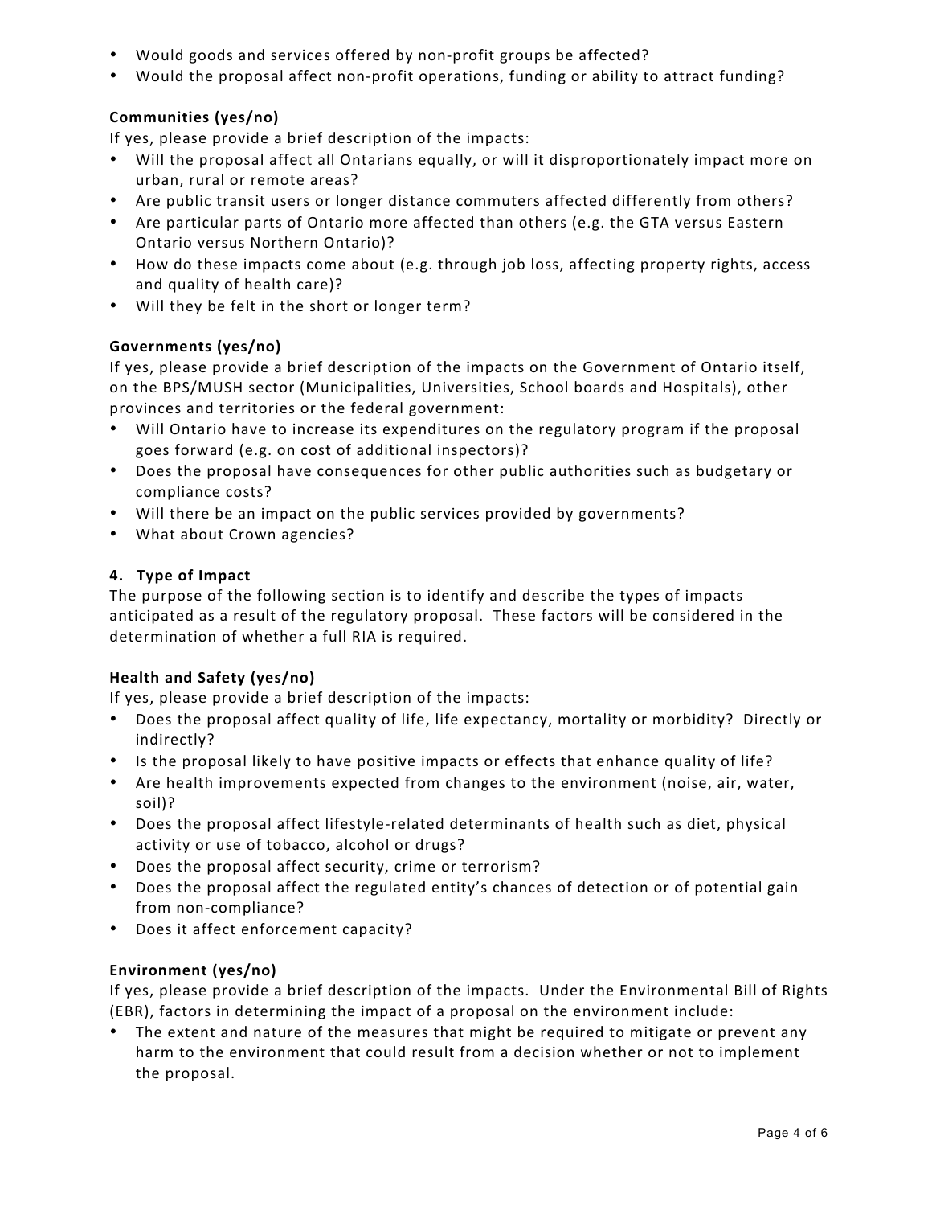- Would goods and services offered by non-profit groups be affected?
- Would the proposal affect non-profit operations, funding or ability to attract funding?

**Communities (yes/no)**

If yes, please provide a brief description of the impacts:

- Will the proposal affect all Ontarians equally, or will it disproportionately impact more on urban, rural or remote areas?
- Are public transit users or longer distance commuters affected differently from others?
- Are particular parts of Ontario more affected than others (e.g. the GTA versus Eastern Ontario versus Northern Ontario)?
- How do these impacts come about (e.g. through job loss, affecting property rights, access and quality of health care)?
- Will they be felt in the short or longer term?

**Governments (yes/no)**

If yes, please provide a brief description of the impacts on the Government of Ontario itself, on the BPS/MUSH sector (Municipalities, Universities, School boards and Hospitals), other provinces and territories or the federal government:

- Will Ontario have to increase its expenditures on the regulatory program if the proposal goes forward (e.g. on cost of additional inspectors)?
- Does the proposal have consequences for other public authorities such as budgetary or compliance costs?
- Will there be an impact on the public services provided by governments?
- What about Crown agencies?

### 4. Type of Impact

The purpose of the following section is to identify and describe the types of impacts anticipated as a result of the regulatory proposal. These factors will be considered in the determination of whether a full RIA is required.

**Health and Safety (yes/no)**

If yes, please provide a brief description of the impacts:

- Does the proposal affect quality of life, life expectancy, mortality or morbidity? Directly or indirectly?
- Is the proposal likely to have positive impacts or effects that enhance quality of life?
- Are health improvements expected from changes to the environment (noise, air, water, soil)?
- Does the proposal affect lifestyle-related determinants of health such as diet, physical activity or use of tobacco, alcohol or drugs?
- Does the proposal affect security, crime or terrorism?
- Does the proposal affect the regulated entity's chances of detection or of potential gain from non-compliance?
- Does it affect enforcement capacity?

**Environment (yes/no)**

If yes, please provide a brief description of the impacts. Under the Environmental Bill of Rights (EBR), factors in determining the impact of a proposal on the environment include:

- The extent and nature of the measures that might be required to mitigate or prevent any harm to the environment that could result from a decision whether or not to implement the proposal.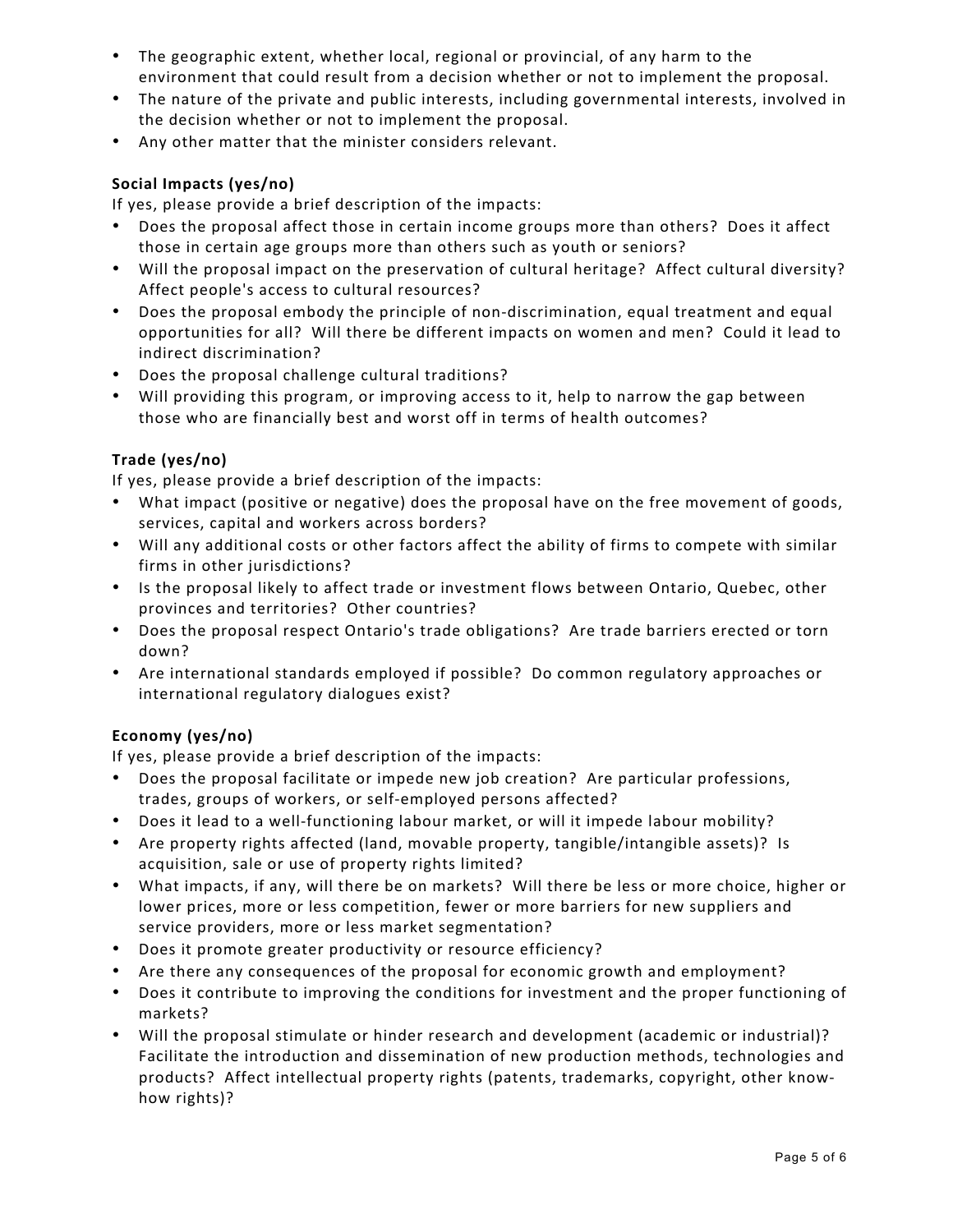- The geographic extent, whether local, regional or provincial, of any harm to the environment that could result from a decision whether or not to implement the proposal.
- The nature of the private and public interests, including governmental interests, involved in the decision whether or not to implement the proposal.
- Any other matter that the minister considers relevant.

**Social Impacts (yes/no)**

If yes, please provide a brief description of the impacts:

- Does the proposal affect those in certain income groups more than others? Does it affect those in certain age groups more than others such as youth or seniors?
- Will the proposal impact on the preservation of cultural heritage? Affect cultural diversity? Affect people's access to cultural resources?
- Does the proposal embody the principle of non-discrimination, equal treatment and equal opportunities for all? Will there be different impacts on women and men? Could it lead to indirect discrimination?
- Does the proposal challenge cultural traditions?
- Will providing this program, or improving access to it, help to narrow the gap between those who are financially best and worst off in terms of health outcomes?

**Trade (yes/no)**

If yes, please provide a brief description of the impacts:

- What impact (positive or negative) does the proposal have on the free movement of goods, services, capital and workers across borders?
- Will any additional costs or other factors affect the ability of firms to compete with similar firms in other jurisdictions?
- Is the proposal likely to affect trade or investment flows between Ontario, Quebec, other provinces and territories? Other countries?
- Does the proposal respect Ontario's trade obligations? Are trade barriers erected or torn down?
- Are international standards employed if possible? Do common regulatory approaches or international regulatory dialogues exist?

**Economy (yes/no)**

If yes, please provide a brief description of the impacts:

- Does the proposal facilitate or impede new job creation? Are particular professions, trades, groups of workers, or self-employed persons affected?
- Does it lead to a well-functioning labour market, or will it impede labour mobility?
- Are property rights affected (land, movable property, tangible/intangible assets)? Is acquisition, sale or use of property rights limited?
- What impacts, if any, will there be on markets? Will there be less or more choice, higher or lower prices, more or less competition, fewer or more barriers for new suppliers and service providers, more or less market segmentation?
- Does it promote greater productivity or resource efficiency?
- Are there any consequences of the proposal for economic growth and employment?
- Does it contribute to improving the conditions for investment and the proper functioning of markets?
- Will the proposal stimulate or hinder research and development (academic or industrial)? Facilitate the introduction and dissemination of new production methods, technologies and products? Affect intellectual property rights (patents, trademarks, copyright, other know-how rights)?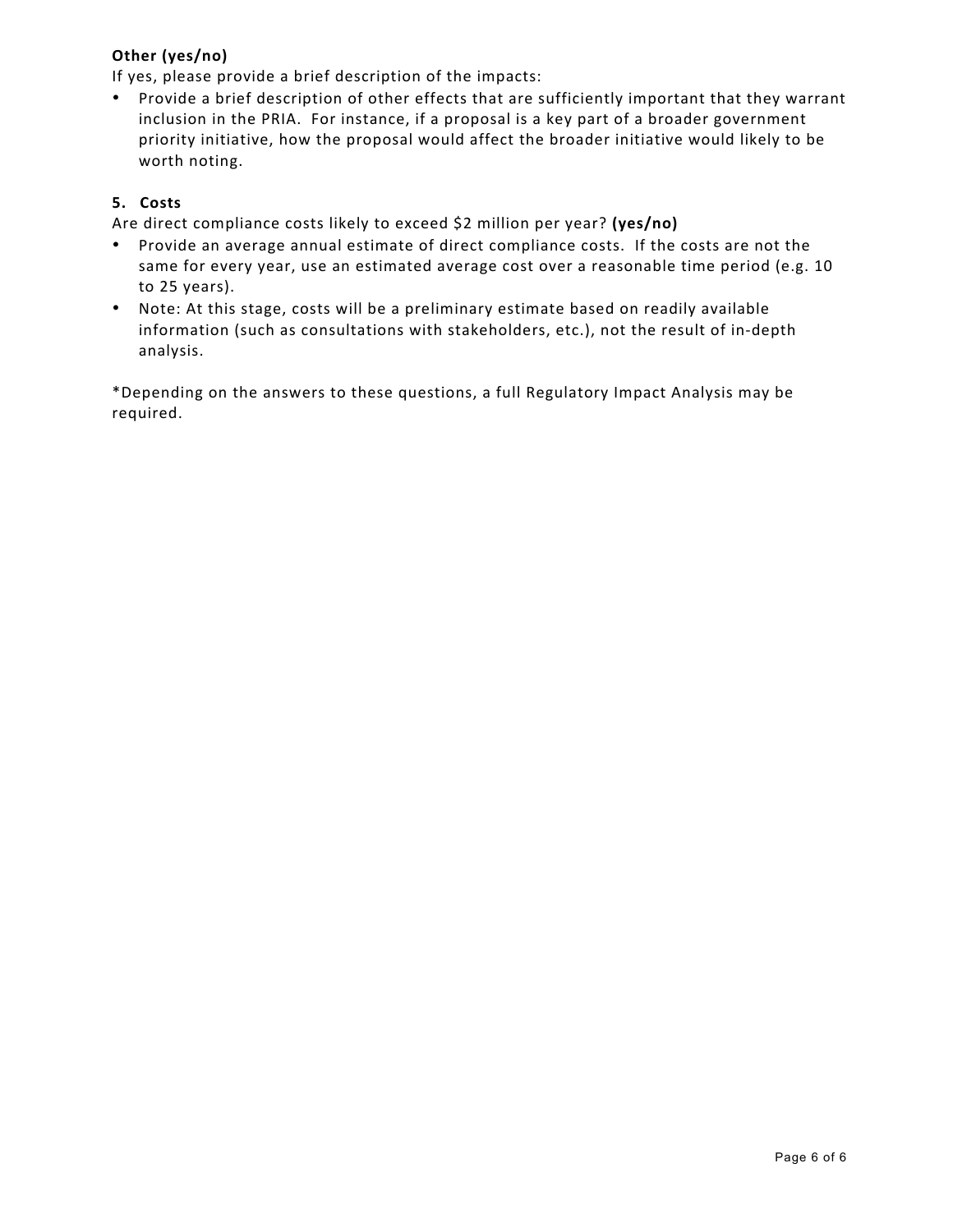**Other (yes/no)**

If yes, please provide a brief description of the impacts:

- Provide a brief description of other effects that are sufficiently important that they warrant inclusion in the PRIA. For instance, if a proposal is a key part of a broader government priority initiative, how the proposal would affect the broader initiative would likely to be worth noting.

**5. Costs**

Are direct compliance costs likely to exceed $2 million per year? **(yes/no)**

- Provide an average annual estimate of direct compliance costs. If the costs are not the same for every year, use an estimated average cost over a reasonable time period (e.g. 10 to 25 years).
- Note: At this stage, costs will be a preliminary estimate based on readily available information (such as consultations with stakeholders, etc.), not the result of in-depth analysis.

*Depending on the answers to these questions, a full Regulatory Impact Analysis may be required.